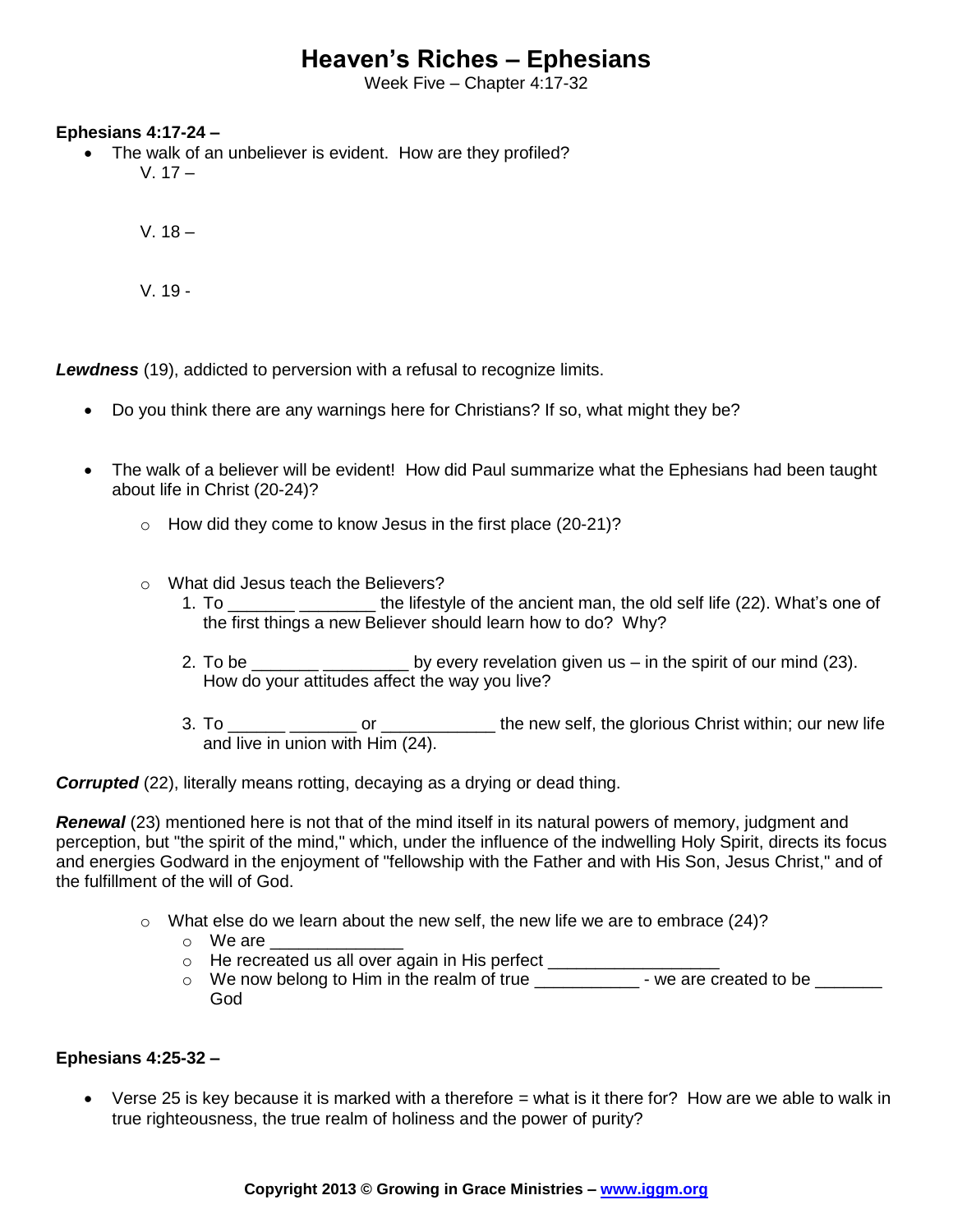# Heaven's Riches – Ephesians

Week Five – Chapter 4:17-32

**Ephesians 4:17-24 –**

- The walk of an unbeliever is evident. How are they profiled?

  V. 17 –

  V. 18 –

  V. 19 -

***Lewdness*** (19), addicted to perversion with a refusal to recognize limits.

- Do you think there are any warnings here for Christians? If so, what might they be?

- The walk of a believer will be evident! How did Paul summarize what the Ephesians had been taught about life in Christ (20-24)?
  - How did they come to know Jesus in the first place (20-21)?
  - What did Jesus teach the Believers?
    1. To _______ ________ the lifestyle of the ancient man, the old self life (22). What's one of the first things a new Believer should learn how to do? Why?
    2. To be _______ _________ by every revelation given us – in the spirit of our mind (23). How do your attitudes affect the way you live?
    3. To ______ _______ or ____________ the new self, the glorious Christ within; our new life and live in union with Him (24).

***Corrupted*** (22), literally means rotting, decaying as a drying or dead thing.

***Renewal*** (23) mentioned here is not that of the mind itself in its natural powers of memory, judgment and perception, but "the spirit of the mind," which, under the influence of the indwelling Holy Spirit, directs its focus and energies Godward in the enjoyment of "fellowship with the Father and with His Son, Jesus Christ," and of the fulfillment of the will of God.

  - What else do we learn about the new self, the new life we are to embrace (24)?
    - We are ______________
    - He recreated us all over again in His perfect __________________
    - We now belong to Him in the realm of true ___________ - we are created to be _______ God

**Ephesians 4:25-32 –**

- Verse 25 is key because it is marked with a therefore = what is it there for? How are we able to walk in true righteousness, the true realm of holiness and the power of purity?

**Copyright 2013 © Growing in Grace Ministries – www.iggm.org**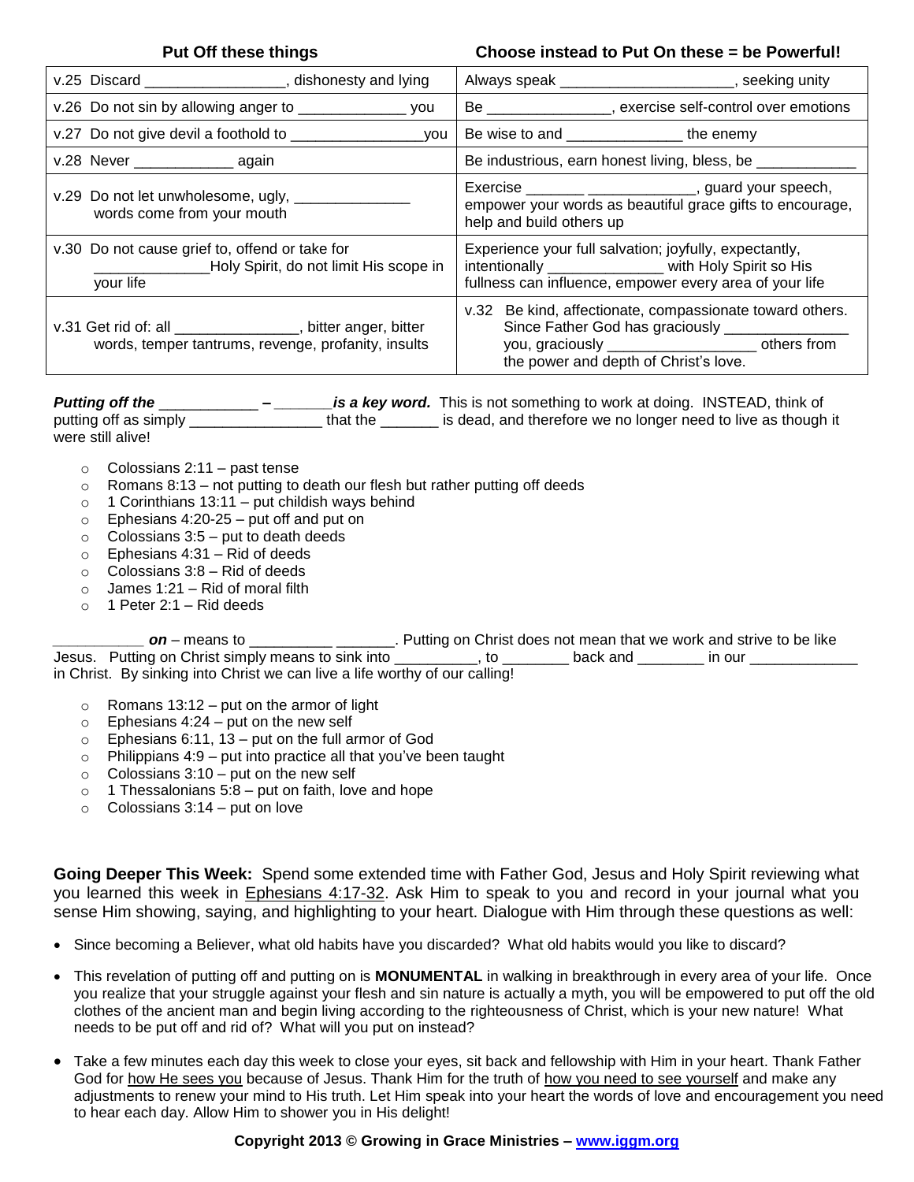| Put Off these things | Choose instead to Put On these = be Powerful! |
|---|---|
| v.25 Discard ________________, dishonesty and lying | Always speak ____________________, seeking unity |
| v.26 Do not sin by allowing anger to _____________ you | Be _______________, exercise self-control over emotions |
| v.27 Do not give devil a foothold to ________________you | Be wise to and ______________ the enemy |
| v.28 Never ____________ again | Be industrious, earn honest living, bless, be ____________ |
| v.29 Do not let unwholesome, ugly, ______________ words come from your mouth | Exercise _______ _____________, guard your speech, empower your words as beautiful grace gifts to encourage, help and build others up |
| v.30 Do not cause grief to, offend or take for ______________Holy Spirit, do not limit His scope in your life | Experience your full salvation; joyfully, expectantly, intentionally ______________ with Holy Spirit so His fullness can influence, empower every area of your life |
| v.31 Get rid of: all _______________, bitter anger, bitter words, temper tantrums, revenge, profanity, insults | v.32 Be kind, affectionate, compassionate toward others. Since Father God has graciously _______________ you, graciously __________________ others from the power and depth of Christ's love. |

***Putting off the* ____________ *–* _______*is a key word.*** This is not something to work at doing. INSTEAD, think of putting off as simply ________________ that the _______ is dead, and therefore we no longer need to live as though it were still alive!

- Colossians 2:11 – past tense
- Romans 8:13 – not putting to death our flesh but rather putting off deeds
- 1 Corinthians 13:11 – put childish ways behind
- Ephesians 4:20-25 – put off and put on
- Colossians 3:5 – put to death deeds
- Ephesians 4:31 – Rid of deeds
- Colossians 3:8 – Rid of deeds
- James 1:21 – Rid of moral filth
- 1 Peter 2:1 – Rid deeds

___________ ***on*** – means to __________ _______. Putting on Christ does not mean that we work and strive to be like Jesus. Putting on Christ simply means to sink into __________, to ________ back and ________ in our _____________ in Christ. By sinking into Christ we can live a life worthy of our calling!

- Romans 13:12 – put on the armor of light
- Ephesians 4:24 – put on the new self
- Ephesians 6:11, 13 – put on the full armor of God
- Philippians 4:9 – put into practice all that you've been taught
- Colossians 3:10 – put on the new self
- 1 Thessalonians 5:8 – put on faith, love and hope
- Colossians 3:14 – put on love

**Going Deeper This Week:** Spend some extended time with Father God, Jesus and Holy Spirit reviewing what you learned this week in Ephesians 4:17-32. Ask Him to speak to you and record in your journal what you sense Him showing, saying, and highlighting to your heart. Dialogue with Him through these questions as well:

- Since becoming a Believer, what old habits have you discarded? What old habits would you like to discard?
- This revelation of putting off and putting on is **MONUMENTAL** in walking in breakthrough in every area of your life. Once you realize that your struggle against your flesh and sin nature is actually a myth, you will be empowered to put off the old clothes of the ancient man and begin living according to the righteousness of Christ, which is your new nature! What needs to be put off and rid of? What will you put on instead?
- Take a few minutes each day this week to close your eyes, sit back and fellowship with Him in your heart. Thank Father God for how He sees you because of Jesus. Thank Him for the truth of how you need to see yourself and make any adjustments to renew your mind to His truth. Let Him speak into your heart the words of love and encouragement you need to hear each day. Allow Him to shower you in His delight!

**Copyright 2013 © Growing in Grace Ministries – www.iggm.org**